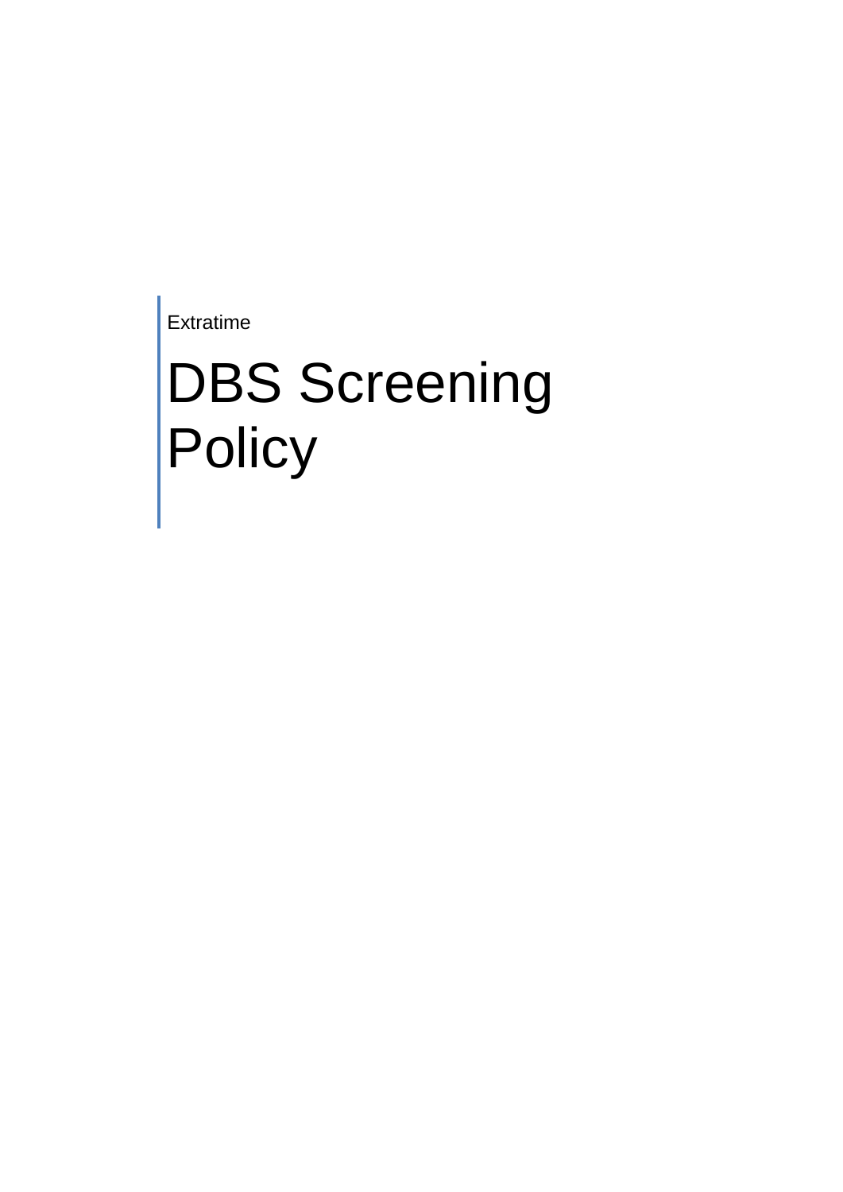Extratime

# DBS Screening Policy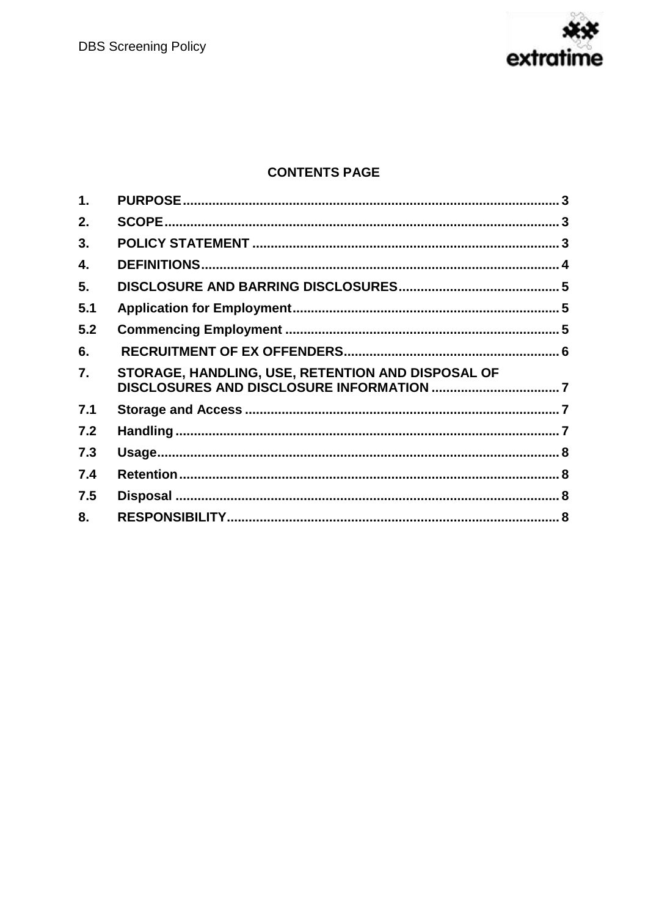**CONTENTS PAGE**

| | | |
|---|---|---|
| 1. | PURPOSE | 3 |
| 2. | SCOPE | 3 |
| 3. | POLICY STATEMENT | 3 |
| 4. | DEFINITIONS | 4 |
| 5. | DISCLOSURE AND BARRING DISCLOSURES | 5 |
| 5.1 | Application for Employment | 5 |
| 5.2 | Commencing Employment | 5 |
| 6. | RECRUITMENT OF EX OFFENDERS | 6 |
| 7. | STORAGE, HANDLING, USE, RETENTION AND DISPOSAL OF DISCLOSURES AND DISCLOSURE INFORMATION | 7 |
| 7.1 | Storage and Access | 7 |
| 7.2 | Handling | 7 |
| 7.3 | Usage | 8 |
| 7.4 | Retention | 8 |
| 7.5 | Disposal | 8 |
| 8. | RESPONSIBILITY | 8 |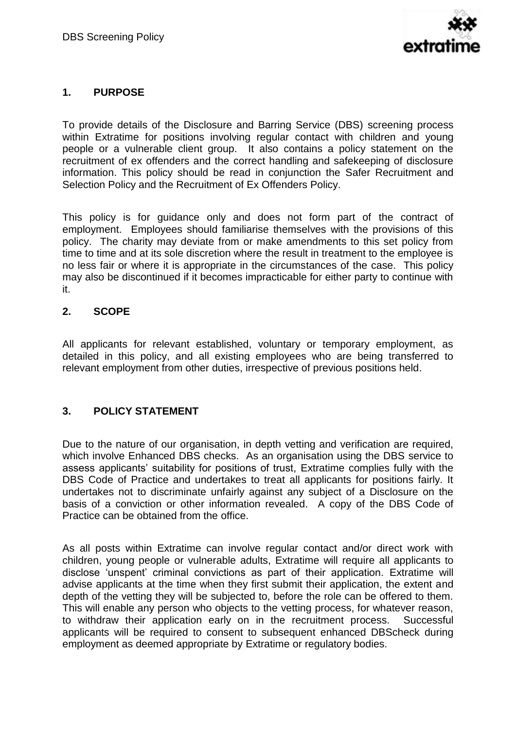## 1. PURPOSE

To provide details of the Disclosure and Barring Service (DBS) screening process within Extratime for positions involving regular contact with children and young people or a vulnerable client group. It also contains a policy statement on the recruitment of ex offenders and the correct handling and safekeeping of disclosure information. This policy should be read in conjunction the Safer Recruitment and Selection Policy and the Recruitment of Ex Offenders Policy.

This policy is for guidance only and does not form part of the contract of employment. Employees should familiarise themselves with the provisions of this policy. The charity may deviate from or make amendments to this set policy from time to time and at its sole discretion where the result in treatment to the employee is no less fair or where it is appropriate in the circumstances of the case. This policy may also be discontinued if it becomes impracticable for either party to continue with it.

## 2. SCOPE

All applicants for relevant established, voluntary or temporary employment, as detailed in this policy, and all existing employees who are being transferred to relevant employment from other duties, irrespective of previous positions held.

## 3. POLICY STATEMENT

Due to the nature of our organisation, in depth vetting and verification are required, which involve Enhanced DBS checks. As an organisation using the DBS service to assess applicants' suitability for positions of trust, Extratime complies fully with the DBS Code of Practice and undertakes to treat all applicants for positions fairly. It undertakes not to discriminate unfairly against any subject of a Disclosure on the basis of a conviction or other information revealed. A copy of the DBS Code of Practice can be obtained from the office.

As all posts within Extratime can involve regular contact and/or direct work with children, young people or vulnerable adults, Extratime will require all applicants to disclose 'unspent' criminal convictions as part of their application. Extratime will advise applicants at the time when they first submit their application, the extent and depth of the vetting they will be subjected to, before the role can be offered to them. This will enable any person who objects to the vetting process, for whatever reason, to withdraw their application early on in the recruitment process. Successful applicants will be required to consent to subsequent enhanced DBScheck during employment as deemed appropriate by Extratime or regulatory bodies.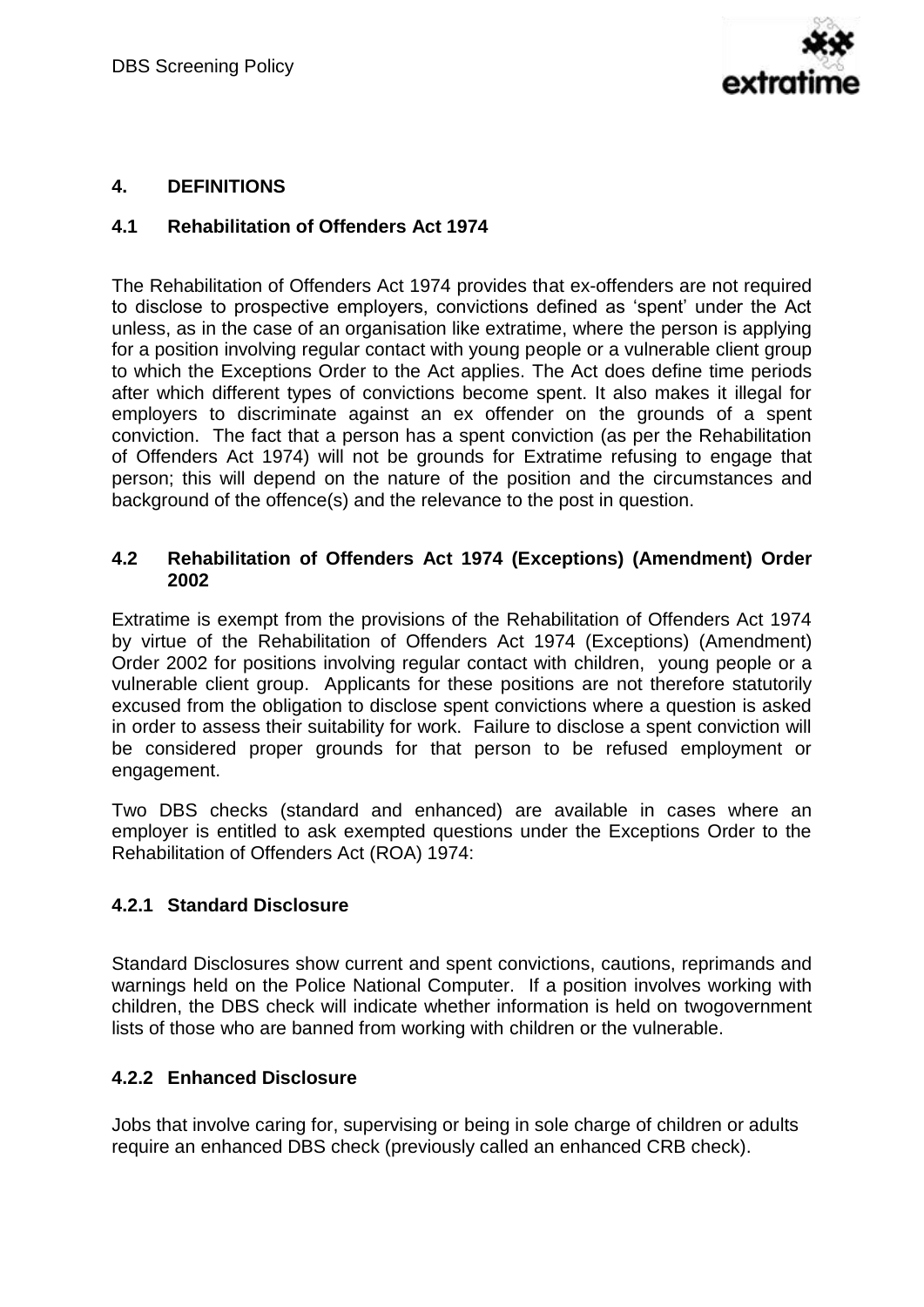## 4. DEFINITIONS

### 4.1 Rehabilitation of Offenders Act 1974

The Rehabilitation of Offenders Act 1974 provides that ex-offenders are not required to disclose to prospective employers, convictions defined as 'spent' under the Act unless, as in the case of an organisation like extratime, where the person is applying for a position involving regular contact with young people or a vulnerable client group to which the Exceptions Order to the Act applies. The Act does define time periods after which different types of convictions become spent. It also makes it illegal for employers to discriminate against an ex offender on the grounds of a spent conviction. The fact that a person has a spent conviction (as per the Rehabilitation of Offenders Act 1974) will not be grounds for Extratime refusing to engage that person; this will depend on the nature of the position and the circumstances and background of the offence(s) and the relevance to the post in question.

### 4.2 Rehabilitation of Offenders Act 1974 (Exceptions) (Amendment) Order 2002

Extratime is exempt from the provisions of the Rehabilitation of Offenders Act 1974 by virtue of the Rehabilitation of Offenders Act 1974 (Exceptions) (Amendment) Order 2002 for positions involving regular contact with children, young people or a vulnerable client group. Applicants for these positions are not therefore statutorily excused from the obligation to disclose spent convictions where a question is asked in order to assess their suitability for work. Failure to disclose a spent conviction will be considered proper grounds for that person to be refused employment or engagement.

Two DBS checks (standard and enhanced) are available in cases where an employer is entitled to ask exempted questions under the Exceptions Order to the Rehabilitation of Offenders Act (ROA) 1974:

#### 4.2.1 Standard Disclosure

Standard Disclosures show current and spent convictions, cautions, reprimands and warnings held on the Police National Computer. If a position involves working with children, the DBS check will indicate whether information is held on twogovernment lists of those who are banned from working with children or the vulnerable.

#### 4.2.2 Enhanced Disclosure

Jobs that involve caring for, supervising or being in sole charge of children or adults require an enhanced DBS check (previously called an enhanced CRB check).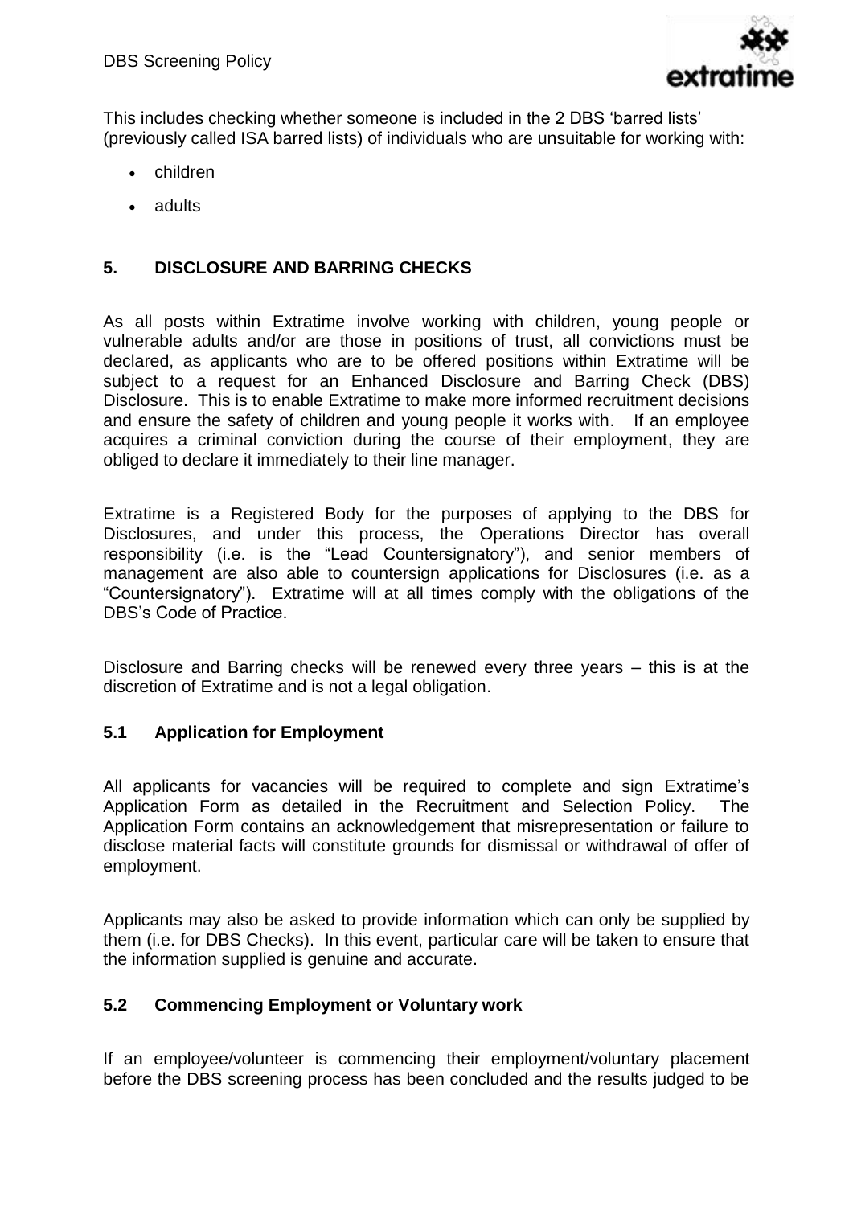This includes checking whether someone is included in the 2 DBS 'barred lists' (previously called ISA barred lists) of individuals who are unsuitable for working with:

- children
- adults

## 5. DISCLOSURE AND BARRING CHECKS

As all posts within Extratime involve working with children, young people or vulnerable adults and/or are those in positions of trust, all convictions must be declared, as applicants who are to be offered positions within Extratime will be subject to a request for an Enhanced Disclosure and Barring Check (DBS) Disclosure. This is to enable Extratime to make more informed recruitment decisions and ensure the safety of children and young people it works with. If an employee acquires a criminal conviction during the course of their employment, they are obliged to declare it immediately to their line manager.

Extratime is a Registered Body for the purposes of applying to the DBS for Disclosures, and under this process, the Operations Director has overall responsibility (i.e. is the "Lead Countersignatory"), and senior members of management are also able to countersign applications for Disclosures (i.e. as a "Countersignatory"). Extratime will at all times comply with the obligations of the DBS's Code of Practice.

Disclosure and Barring checks will be renewed every three years – this is at the discretion of Extratime and is not a legal obligation.

### 5.1 Application for Employment

All applicants for vacancies will be required to complete and sign Extratime's Application Form as detailed in the Recruitment and Selection Policy. The Application Form contains an acknowledgement that misrepresentation or failure to disclose material facts will constitute grounds for dismissal or withdrawal of offer of employment.

Applicants may also be asked to provide information which can only be supplied by them (i.e. for DBS Checks). In this event, particular care will be taken to ensure that the information supplied is genuine and accurate.

### 5.2 Commencing Employment or Voluntary work

If an employee/volunteer is commencing their employment/voluntary placement before the DBS screening process has been concluded and the results judged to be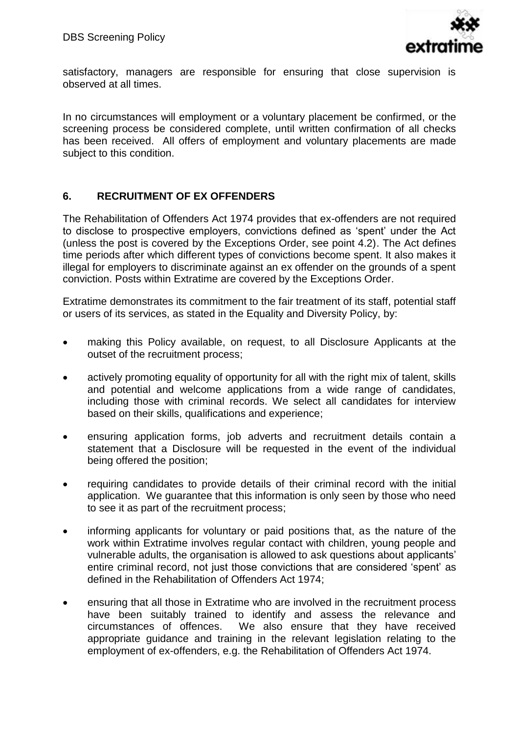satisfactory, managers are responsible for ensuring that close supervision is observed at all times.

In no circumstances will employment or a voluntary placement be confirmed, or the screening process be considered complete, until written confirmation of all checks has been received. All offers of employment and voluntary placements are made subject to this condition.

## 6. RECRUITMENT OF EX OFFENDERS

The Rehabilitation of Offenders Act 1974 provides that ex-offenders are not required to disclose to prospective employers, convictions defined as 'spent' under the Act (unless the post is covered by the Exceptions Order, see point 4.2). The Act defines time periods after which different types of convictions become spent. It also makes it illegal for employers to discriminate against an ex offender on the grounds of a spent conviction. Posts within Extratime are covered by the Exceptions Order.

Extratime demonstrates its commitment to the fair treatment of its staff, potential staff or users of its services, as stated in the Equality and Diversity Policy, by:

- making this Policy available, on request, to all Disclosure Applicants at the outset of the recruitment process;
- actively promoting equality of opportunity for all with the right mix of talent, skills and potential and welcome applications from a wide range of candidates, including those with criminal records. We select all candidates for interview based on their skills, qualifications and experience;
- ensuring application forms, job adverts and recruitment details contain a statement that a Disclosure will be requested in the event of the individual being offered the position;
- requiring candidates to provide details of their criminal record with the initial application. We guarantee that this information is only seen by those who need to see it as part of the recruitment process;
- informing applicants for voluntary or paid positions that, as the nature of the work within Extratime involves regular contact with children, young people and vulnerable adults, the organisation is allowed to ask questions about applicants' entire criminal record, not just those convictions that are considered 'spent' as defined in the Rehabilitation of Offenders Act 1974;
- ensuring that all those in Extratime who are involved in the recruitment process have been suitably trained to identify and assess the relevance and circumstances of offences. We also ensure that they have received appropriate guidance and training in the relevant legislation relating to the employment of ex-offenders, e.g. the Rehabilitation of Offenders Act 1974.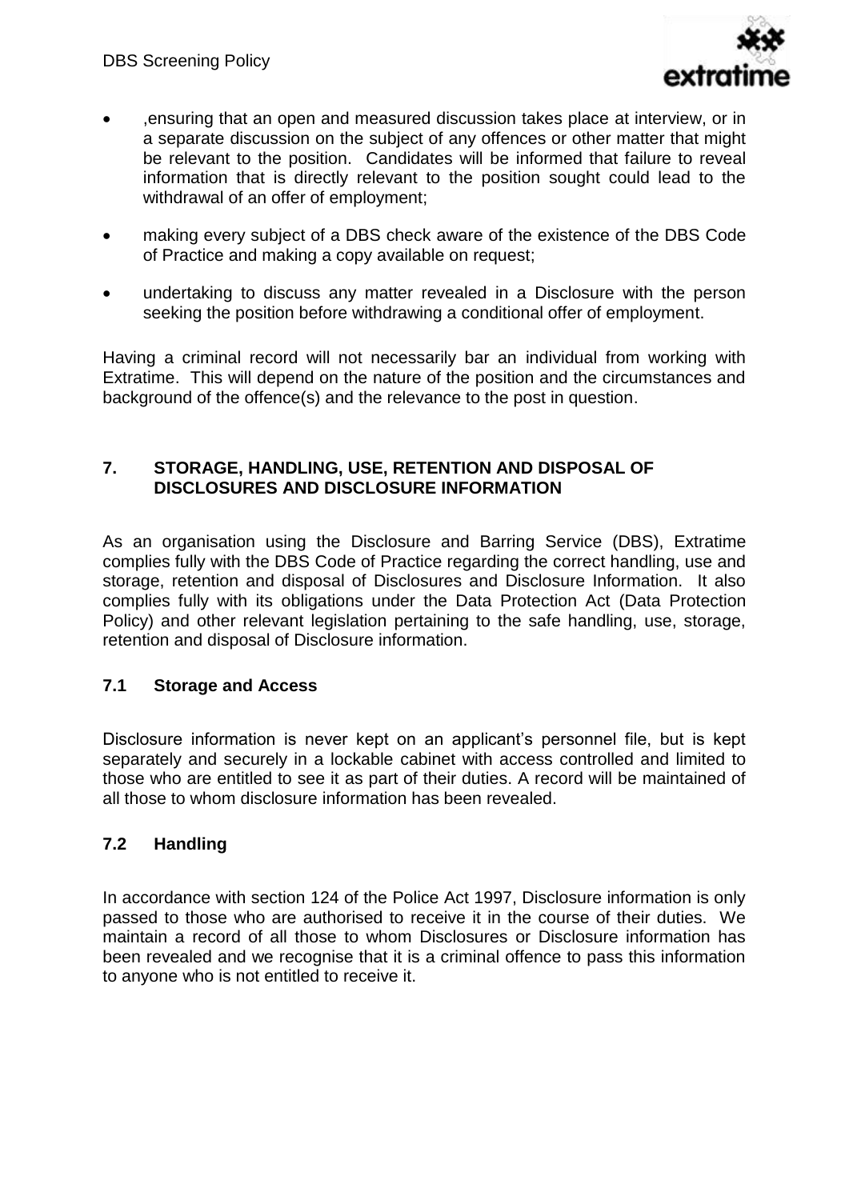- ,ensuring that an open and measured discussion takes place at interview, or in a separate discussion on the subject of any offences or other matter that might be relevant to the position. Candidates will be informed that failure to reveal information that is directly relevant to the position sought could lead to the withdrawal of an offer of employment;

- making every subject of a DBS check aware of the existence of the DBS Code of Practice and making a copy available on request;

- undertaking to discuss any matter revealed in a Disclosure with the person seeking the position before withdrawing a conditional offer of employment.

Having a criminal record will not necessarily bar an individual from working with Extratime. This will depend on the nature of the position and the circumstances and background of the offence(s) and the relevance to the post in question.

## 7. STORAGE, HANDLING, USE, RETENTION AND DISPOSAL OF DISCLOSURES AND DISCLOSURE INFORMATION

As an organisation using the Disclosure and Barring Service (DBS), Extratime complies fully with the DBS Code of Practice regarding the correct handling, use and storage, retention and disposal of Disclosures and Disclosure Information. It also complies fully with its obligations under the Data Protection Act (Data Protection Policy) and other relevant legislation pertaining to the safe handling, use, storage, retention and disposal of Disclosure information.

### 7.1 Storage and Access

Disclosure information is never kept on an applicant's personnel file, but is kept separately and securely in a lockable cabinet with access controlled and limited to those who are entitled to see it as part of their duties. A record will be maintained of all those to whom disclosure information has been revealed.

### 7.2 Handling

In accordance with section 124 of the Police Act 1997, Disclosure information is only passed to those who are authorised to receive it in the course of their duties. We maintain a record of all those to whom Disclosures or Disclosure information has been revealed and we recognise that it is a criminal offence to pass this information to anyone who is not entitled to receive it.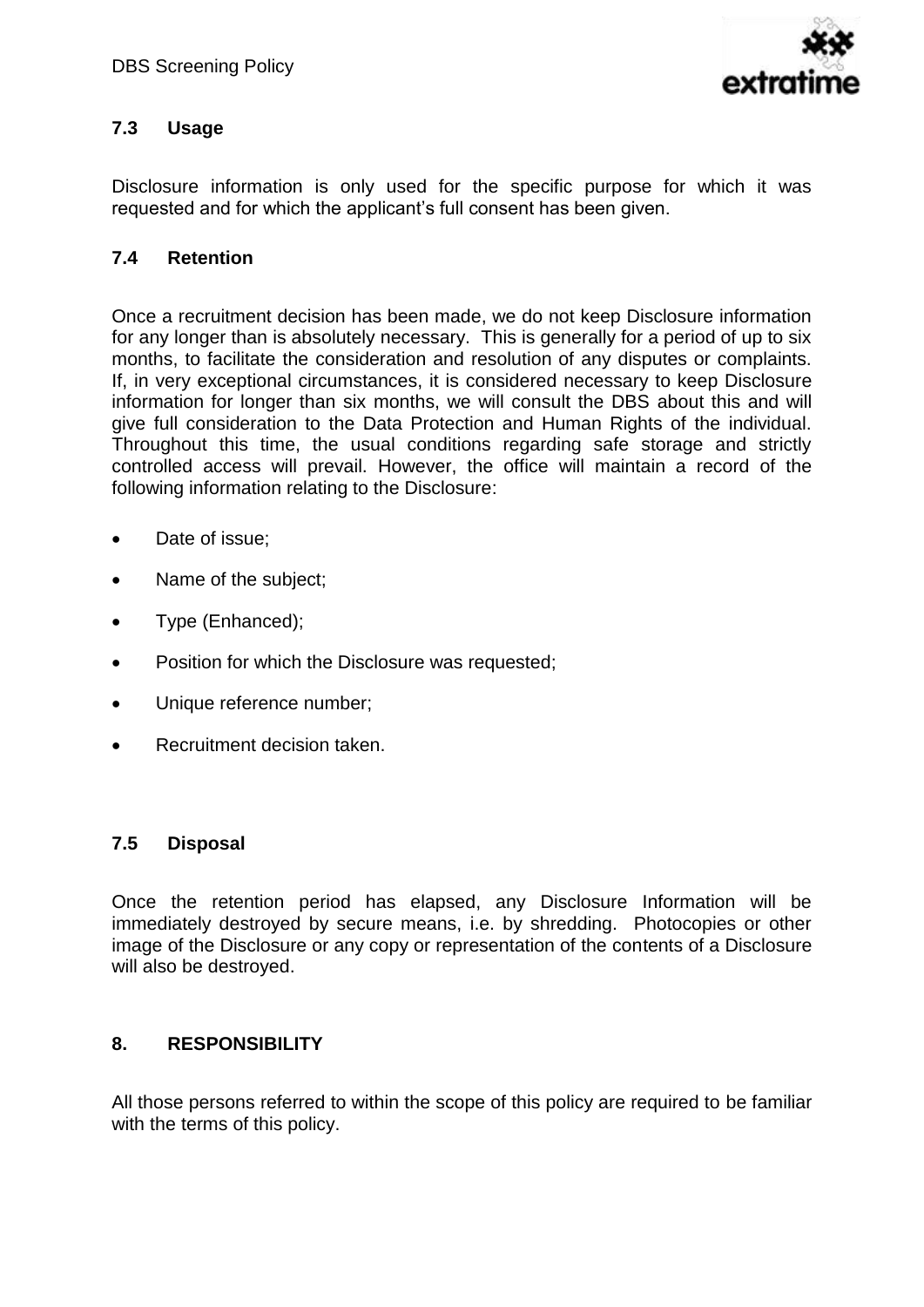### 7.3 Usage

Disclosure information is only used for the specific purpose for which it was requested and for which the applicant's full consent has been given.

### 7.4 Retention

Once a recruitment decision has been made, we do not keep Disclosure information for any longer than is absolutely necessary. This is generally for a period of up to six months, to facilitate the consideration and resolution of any disputes or complaints. If, in very exceptional circumstances, it is considered necessary to keep Disclosure information for longer than six months, we will consult the DBS about this and will give full consideration to the Data Protection and Human Rights of the individual. Throughout this time, the usual conditions regarding safe storage and strictly controlled access will prevail. However, the office will maintain a record of the following information relating to the Disclosure:

- Date of issue;
- Name of the subject;
- Type (Enhanced);
- Position for which the Disclosure was requested;
- Unique reference number;
- Recruitment decision taken.

### 7.5 Disposal

Once the retention period has elapsed, any Disclosure Information will be immediately destroyed by secure means, i.e. by shredding. Photocopies or other image of the Disclosure or any copy or representation of the contents of a Disclosure will also be destroyed.

## 8. RESPONSIBILITY

All those persons referred to within the scope of this policy are required to be familiar with the terms of this policy.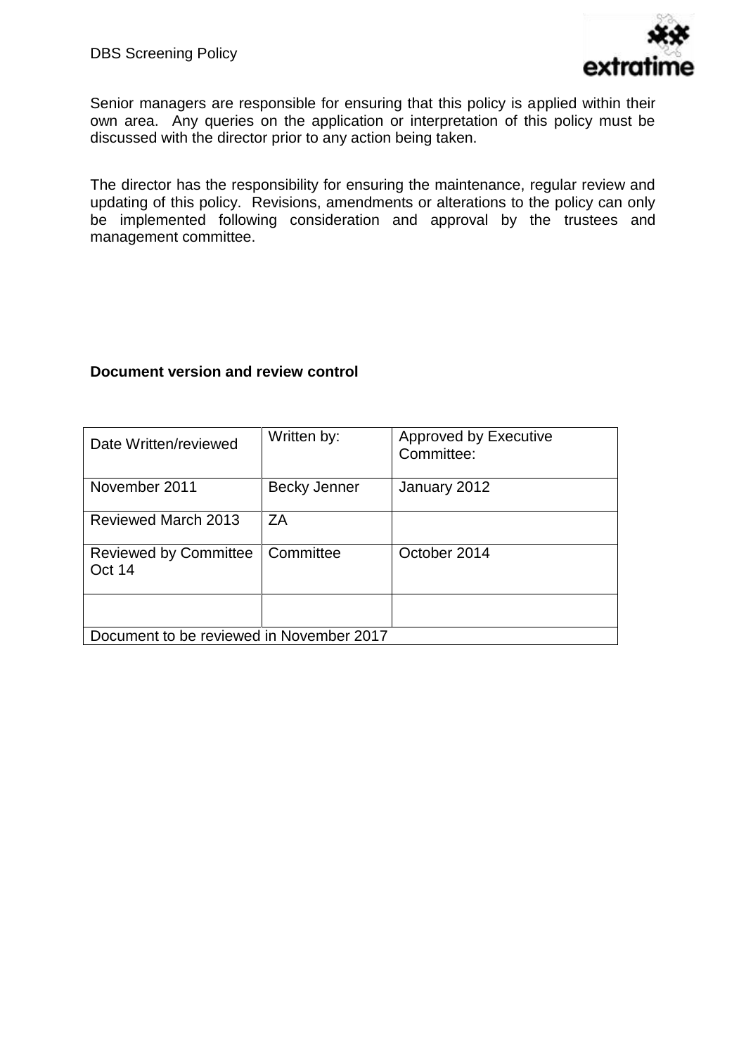Senior managers are responsible for ensuring that this policy is applied within their own area. Any queries on the application or interpretation of this policy must be discussed with the director prior to any action being taken.

The director has the responsibility for ensuring the maintenance, regular review and updating of this policy. Revisions, amendments or alterations to the policy can only be implemented following consideration and approval by the trustees and management committee.

**Document version and review control**

| Date Written/reviewed | Written by: | Approved by Executive Committee: |
|---|---|---|
| November 2011 | Becky Jenner | January 2012 |
| Reviewed March 2013 | ZA | |
| Reviewed by Committee Oct 14 | Committee | October 2014 |
| | | |
| Document to be reviewed in November 2017 | | |